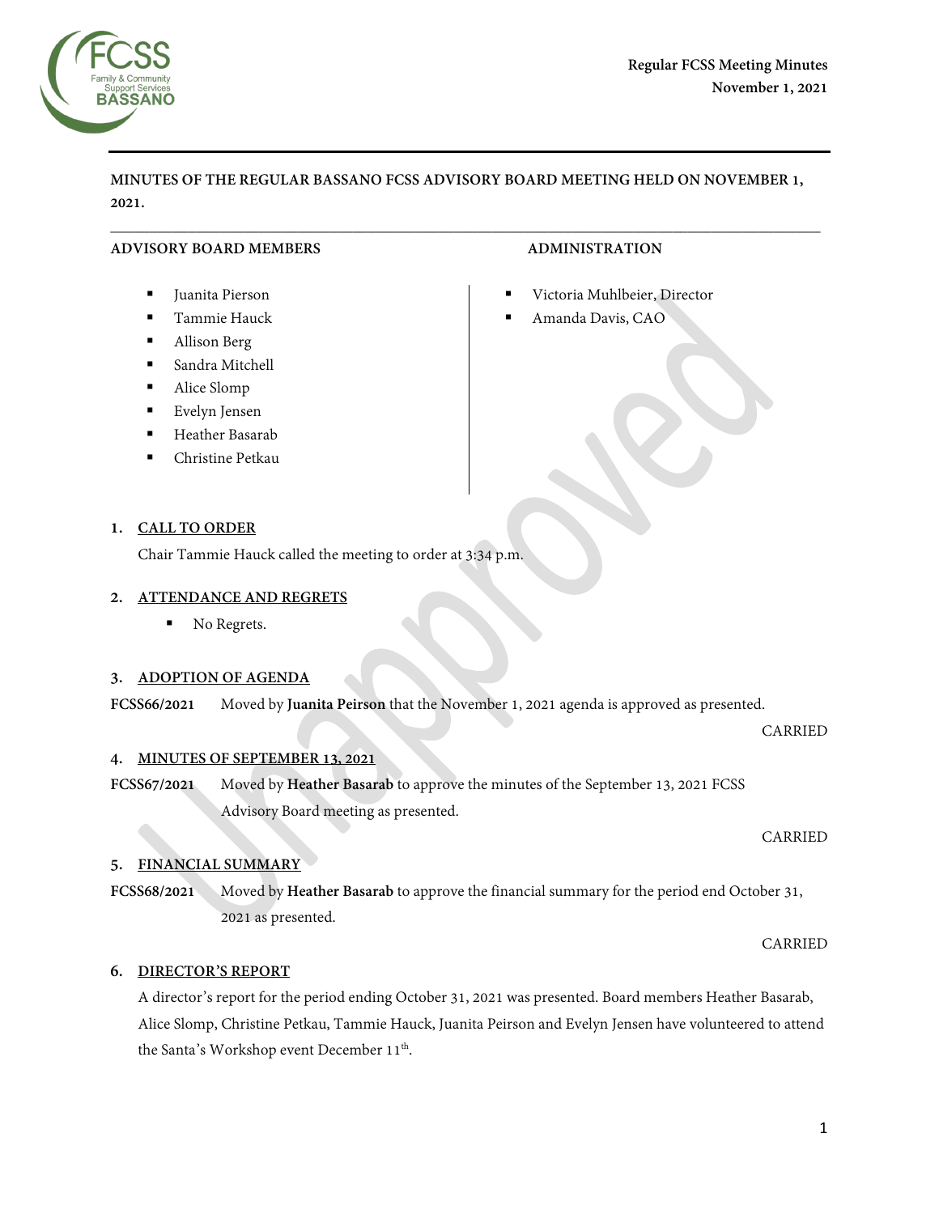# MINUTES OF THE REGULAR BASSANO FCSS ADVISORY BOARD MEETING HELD ON NOVEMBER 1, 2021.

**ADVISORY BOARD MEMBERS**

- Juanita Pierson
- Tammie Hauck
- Allison Berg
- Sandra Mitchell
- Alice Slomp
- Evelyn Jensen
- Heather Basarab
- Christine Petkau

**ADMINISTRATION**

- Victoria Muhlbeier, Director
- Amanda Davis, CAO

## 1. CALL TO ORDER

Chair Tammie Hauck called the meeting to order at 3:34 p.m.

## 2. ATTENDANCE AND REGRETS

- No Regrets.

## 3. ADOPTION OF AGENDA

**FCSS66/2021** Moved by **Juanita Peirson** that the November 1, 2021 agenda is approved as presented.

CARRIED

## 4. MINUTES OF SEPTEMBER 13, 2021

**FCSS67/2021** Moved by **Heather Basarab** to approve the minutes of the September 13, 2021 FCSS Advisory Board meeting as presented.

CARRIED

## 5. FINANCIAL SUMMARY

**FCSS68/2021** Moved by **Heather Basarab** to approve the financial summary for the period end October 31, 2021 as presented.

CARRIED

## 6. DIRECTOR'S REPORT

A director's report for the period ending October 31, 2021 was presented. Board members Heather Basarab, Alice Slomp, Christine Petkau, Tammie Hauck, Juanita Peirson and Evelyn Jensen have volunteered to attend the Santa's Workshop event December 11th.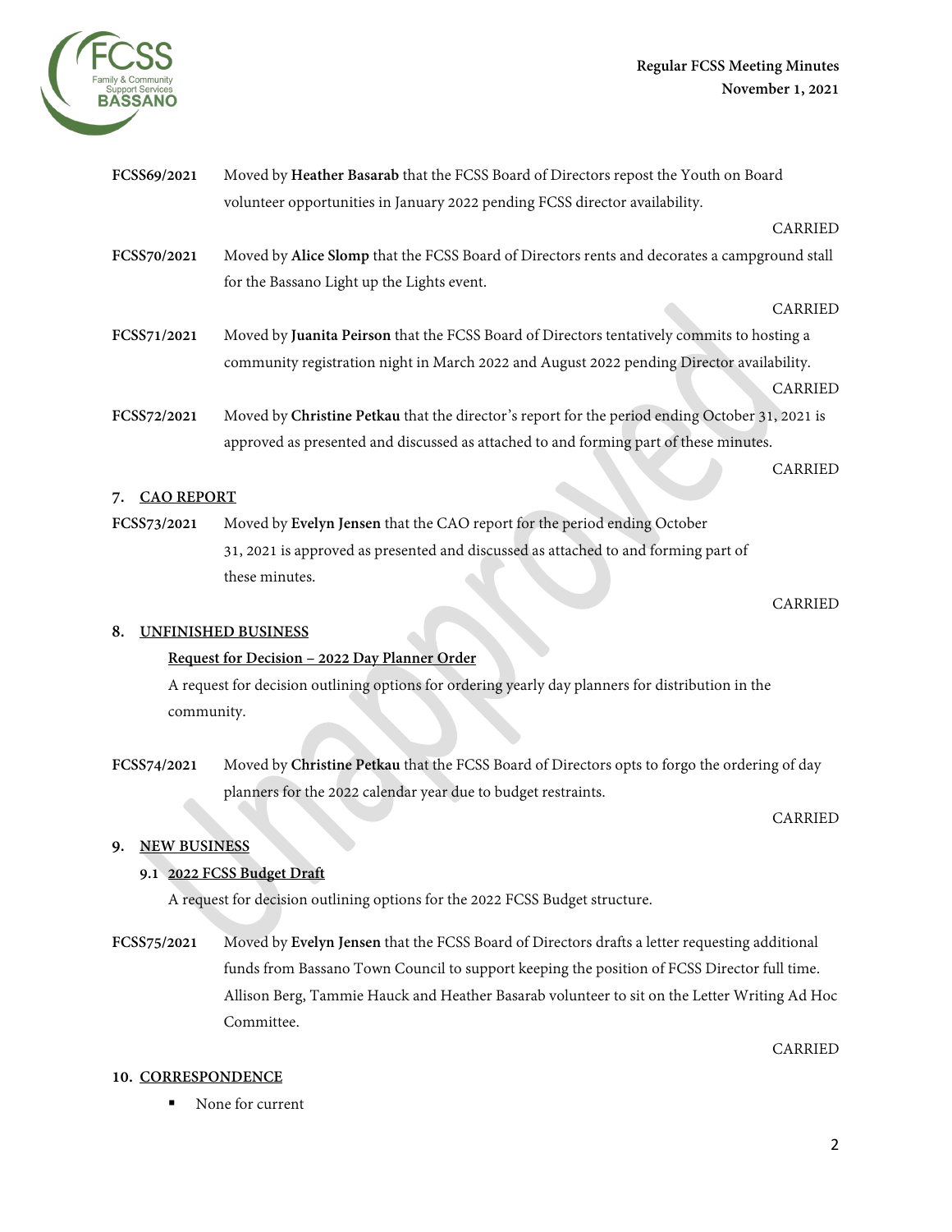**FCSS69/2021** Moved by **Heather Basarab** that the FCSS Board of Directors repost the Youth on Board volunteer opportunities in January 2022 pending FCSS director availability.

CARRIED

**FCSS70/2021** Moved by **Alice Slomp** that the FCSS Board of Directors rents and decorates a campground stall for the Bassano Light up the Lights event.

CARRIED

**FCSS71/2021** Moved by **Juanita Peirson** that the FCSS Board of Directors tentatively commits to hosting a community registration night in March 2022 and August 2022 pending Director availability.

CARRIED

**FCSS72/2021** Moved by **Christine Petkau** that the director's report for the period ending October 31, 2021 is approved as presented and discussed as attached to and forming part of these minutes.

CARRIED

## 7. CAO REPORT

**FCSS73/2021** Moved by **Evelyn Jensen** that the CAO report for the period ending October 31, 2021 is approved as presented and discussed as attached to and forming part of these minutes.

CARRIED

## 8. UNFINISHED BUSINESS

**Request for Decision – 2022 Day Planner Order**

A request for decision outlining options for ordering yearly day planners for distribution in the community.

**FCSS74/2021** Moved by **Christine Petkau** that the FCSS Board of Directors opts to forgo the ordering of day planners for the 2022 calendar year due to budget restraints.

CARRIED

## 9. NEW BUSINESS

### 9.1 2022 FCSS Budget Draft

A request for decision outlining options for the 2022 FCSS Budget structure.

**FCSS75/2021** Moved by **Evelyn Jensen** that the FCSS Board of Directors drafts a letter requesting additional funds from Bassano Town Council to support keeping the position of FCSS Director full time. Allison Berg, Tammie Hauck and Heather Basarab volunteer to sit on the Letter Writing Ad Hoc Committee.

CARRIED

## 10. CORRESPONDENCE

- None for current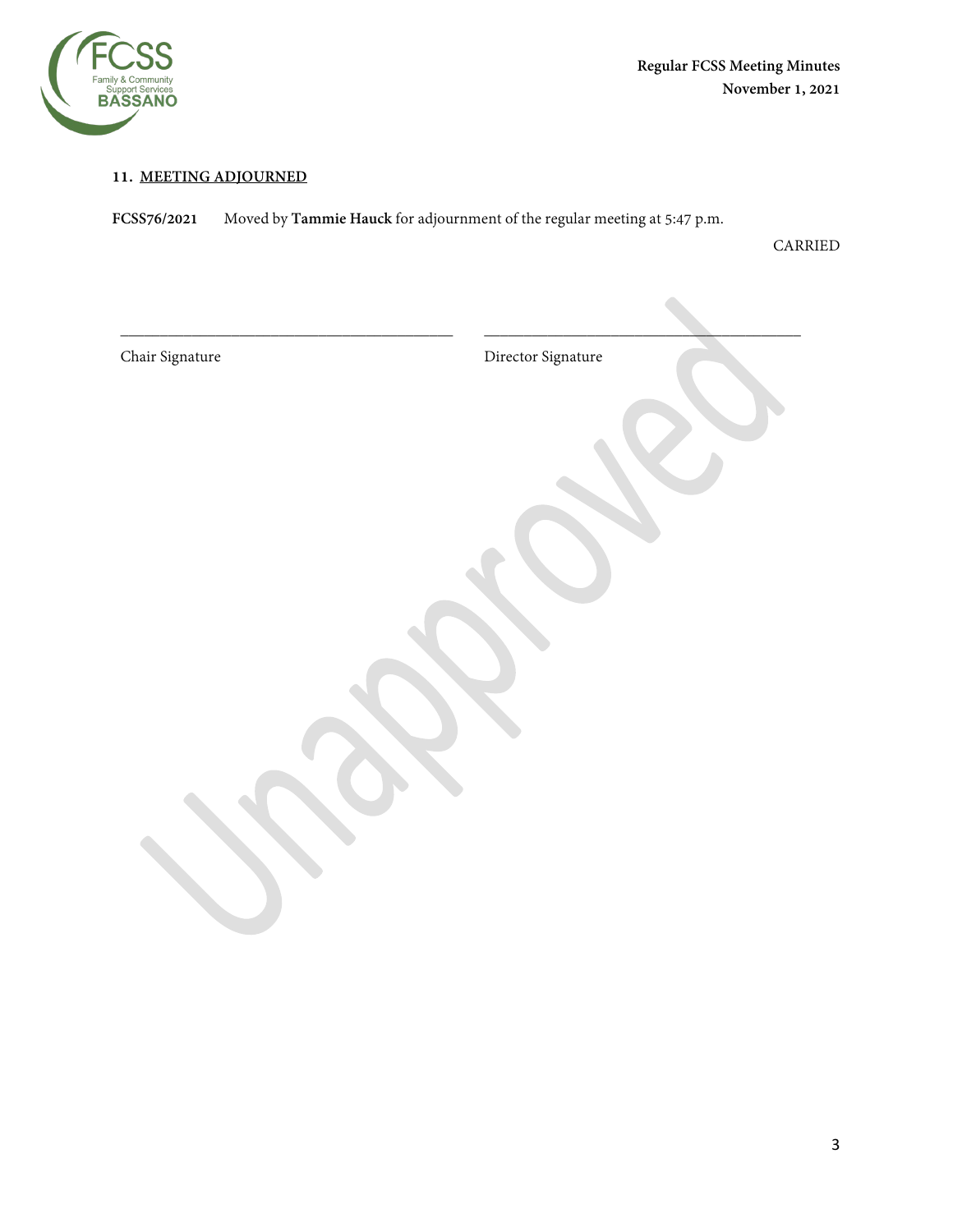**11. MEETING ADJOURNED**

**FCSS76/2021** Moved by **Tammie Hauck** for adjournment of the regular meeting at 5:47 p.m.

CARRIED

\_\_\_\_\_\_\_\_\_\_\_\_\_\_\_\_\_\_\_\_\_\_\_\_\_\_\_\_\_\_\_\_\_\_\_\_\_\_\_\_ \_\_\_\_\_\_\_\_\_\_\_\_\_\_\_\_\_\_\_\_\_\_\_\_\_\_\_\_\_\_\_\_\_\_\_\_\_\_\_\_

Chair Signature Director Signature

Unapproved